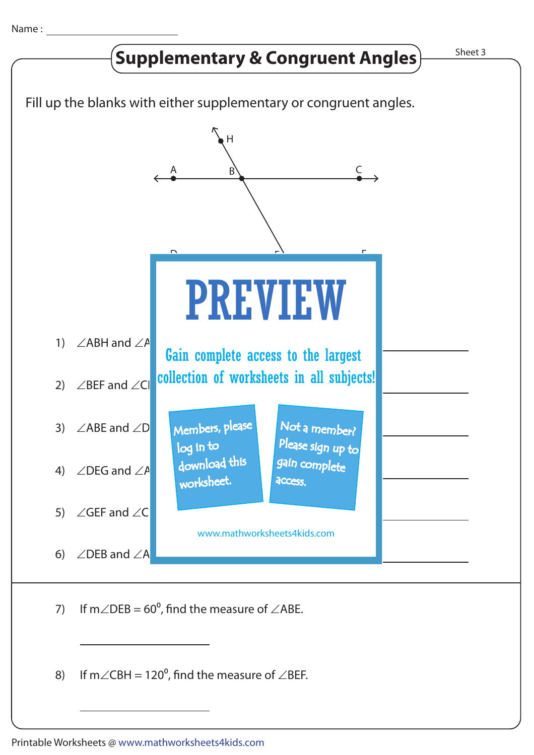Name : ____________________

# Supplementary & Congruent Angles

Sheet 3

Fill up the blanks with either supplementary or congruent angles.

1) ∠ABH and ∠A ____________________

2) ∠BEF and ∠C ____________________

3) ∠ABE and ∠D ____________________

4) ∠DEG and ∠A ____________________

5) ∠GEF and ∠C ____________________

6) ∠DEB and ∠A ____________________

PREVIEW

Gain complete access to the largest collection of worksheets in all subjects!

Members, please log in to download this worksheet.

Not a member? Please sign up to gain complete access.

www.mathworksheets4kids.com

7) If m∠DEB = $60^0$, find the measure of ∠ABE.

____________________

8) If m∠CBH = $120^0$, find the measure of ∠BEF.

____________________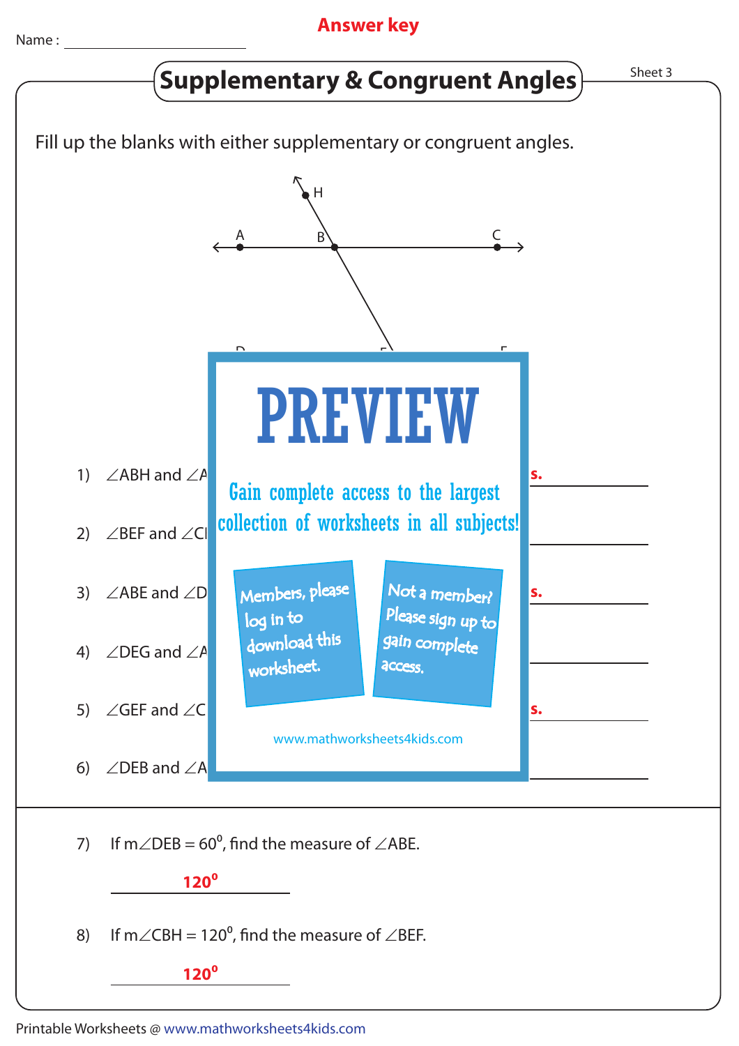Name : ______________________

**Answer key**

# Supplementary & Congruent Angles

Sheet 3

Fill up the blanks with either supplementary or congruent angles.

H

A B C

D E F

PREVIEW

Gain complete access to the largest collection of worksheets in all subjects!

Members, please log in to download this worksheet.

Not a member? Please sign up to gain complete access.

www.mathworksheets4kids.com

1) ∠ABH and ∠A ... s. ______________

2) ∠BEF and ∠C ... ______________

3) ∠ABE and ∠D ... s. ______________

4) ∠DEG and ∠A ... ______________

5) ∠GEF and ∠C ... s. ______________

6) ∠DEB and ∠A ... ______________

7) If m∠DEB = $60^0$, find the measure of ∠ABE.

**$120^0$**

8) If m∠CBH = $120^0$, find the measure of ∠BEF.

**$120^0$**